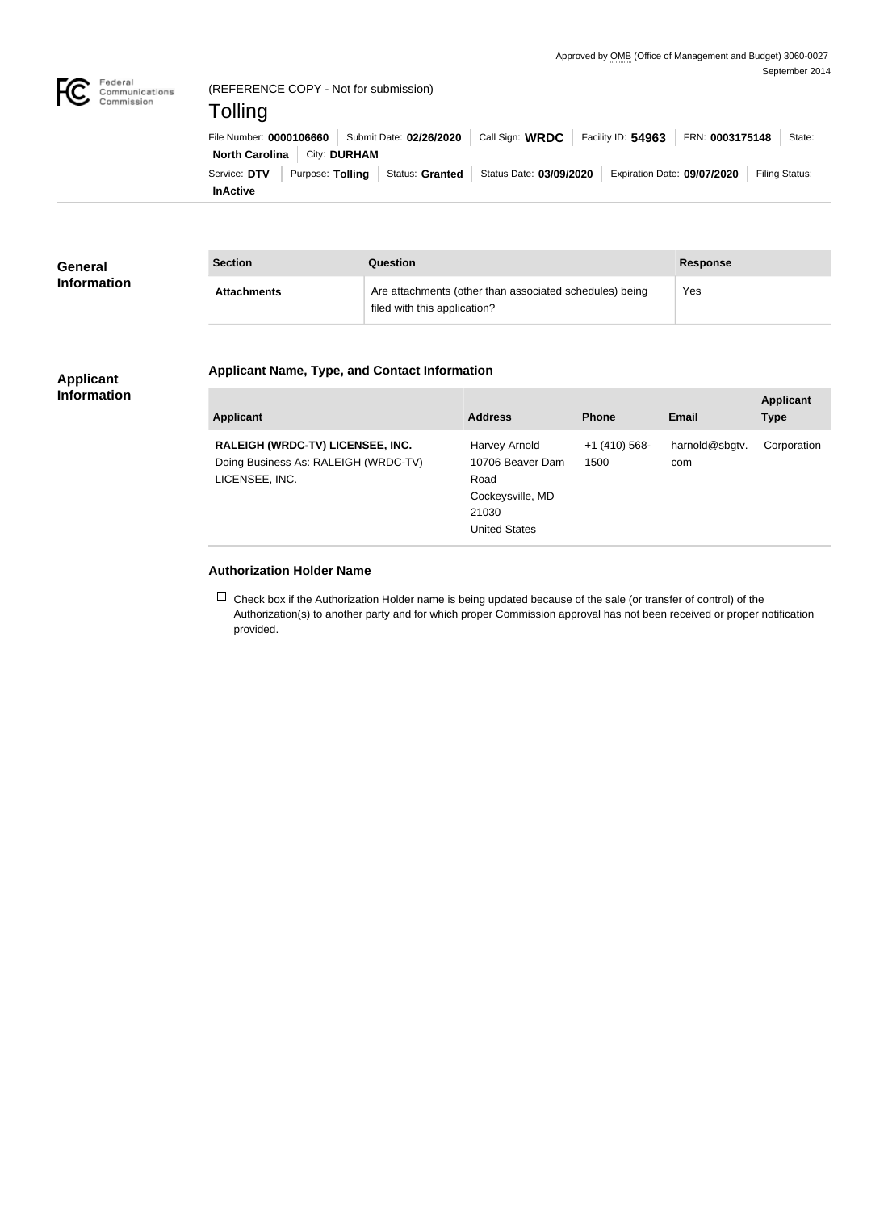Approved by OMB (Office of Management and Budget) 3060-0027
September 2014

(REFERENCE COPY - Not for submission)

# Tolling

File Number: **0000106660** | Submit Date: **02/26/2020** | Call Sign: **WRDC** | Facility ID: **54963** | FRN: **0003175148** | State: **North Carolina** | City: **DURHAM**

Service: **DTV** | Purpose: **Tolling** | Status: **Granted** | Status Date: **03/09/2020** | Expiration Date: **09/07/2020** | Filing Status: **InActive**

## General Information

| Section | Question | Response |
| --- | --- | --- |
| **Attachments** | Are attachments (other than associated schedules) being filed with this application? | Yes |

## Applicant Information

### Applicant Name, Type, and Contact Information

| Applicant | Address | Phone | Email | Applicant Type |
| --- | --- | --- | --- | --- |
| **RALEIGH (WRDC-TV) LICENSEE, INC.** Doing Business As: RALEIGH (WRDC-TV) LICENSEE, INC. | Harvey Arnold 10706 Beaver Dam Road Cockeysville, MD 21030 United States | +1 (410) 568-1500 | harnold@sbgtv.com | Corporation |

### Authorization Holder Name

☐ Check box if the Authorization Holder name is being updated because of the sale (or transfer of control) of the Authorization(s) to another party and for which proper Commission approval has not been received or proper notification provided.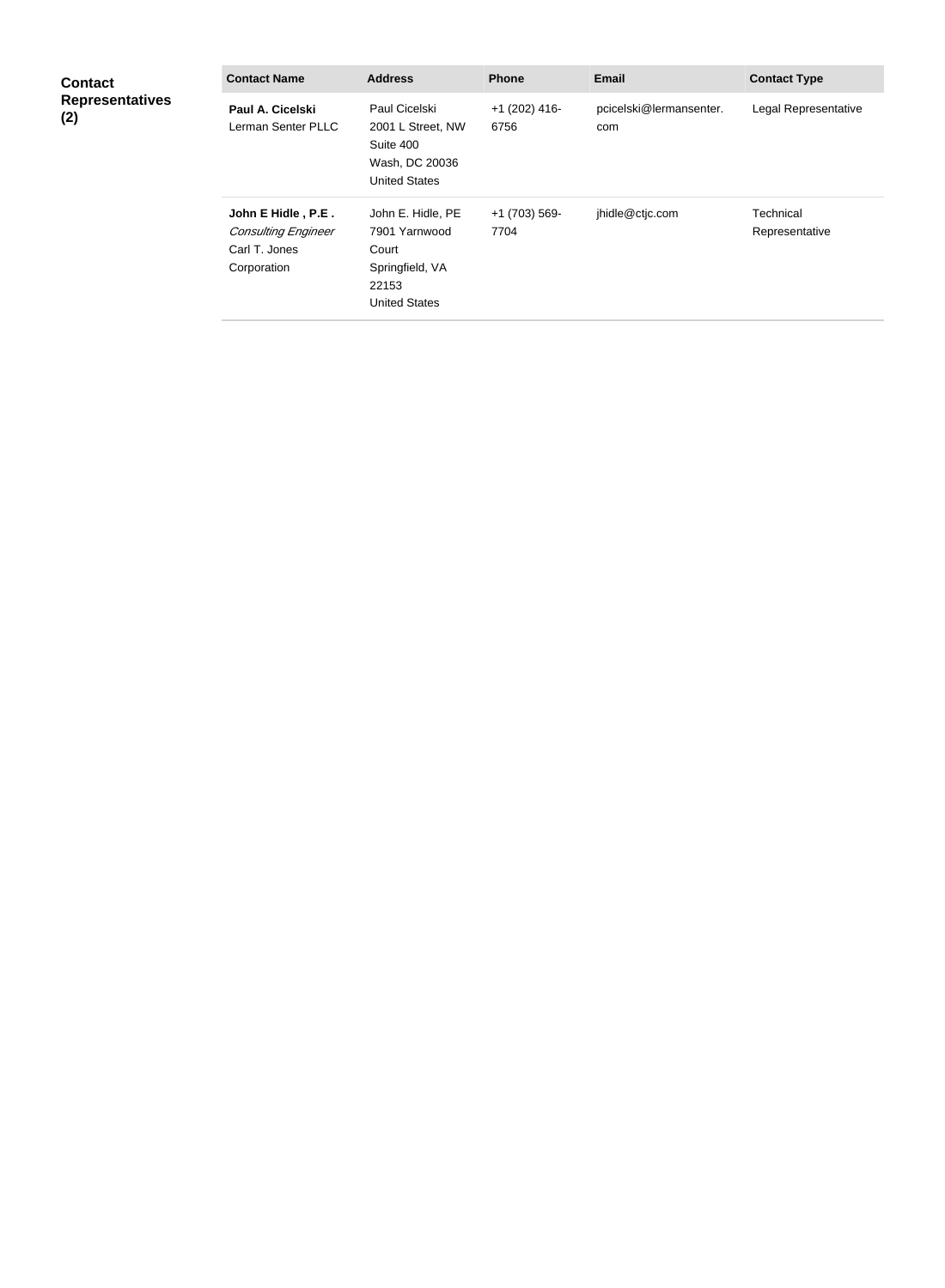**Contact Representatives (2)**

| Contact Name | Address | Phone | Email | Contact Type |
|---|---|---|---|---|
| **Paul A. Cicelski** Lerman Senter PLLC | Paul Cicelski 2001 L Street, NW Suite 400 Wash, DC 20036 United States | +1 (202) 416-6756 | pcicelski@lermansenter.com | Legal Representative |
| **John E Hidle , P.E .** *Consulting Engineer* Carl T. Jones Corporation | John E. Hidle, PE 7901 Yarnwood Court Springfield, VA 22153 United States | +1 (703) 569-7704 | jhidle@ctjc.com | Technical Representative |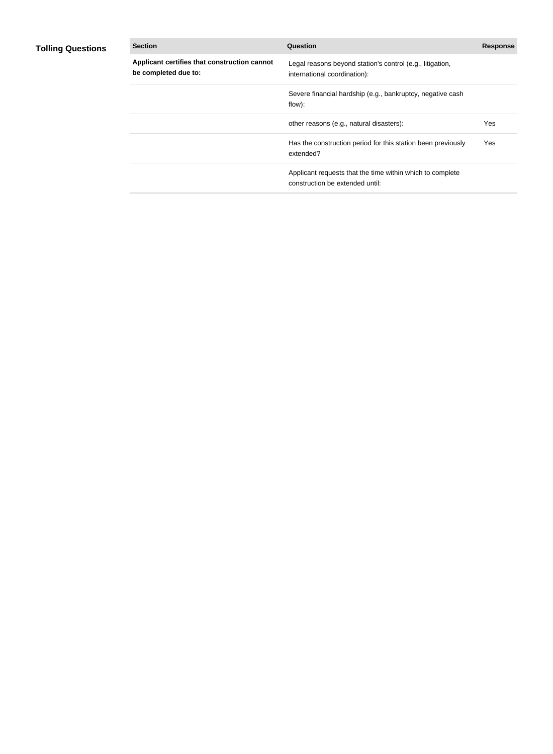## Tolling Questions

| Section | Question | Response |
| --- | --- | --- |
| **Applicant certifies that construction cannot be completed due to:** | Legal reasons beyond station's control (e.g., litigation, international coordination): | |
| | Severe financial hardship (e.g., bankruptcy, negative cash flow): | |
| | other reasons (e.g., natural disasters): | Yes |
| | Has the construction period for this station been previously extended? | Yes |
| | Applicant requests that the time within which to complete construction be extended until: | |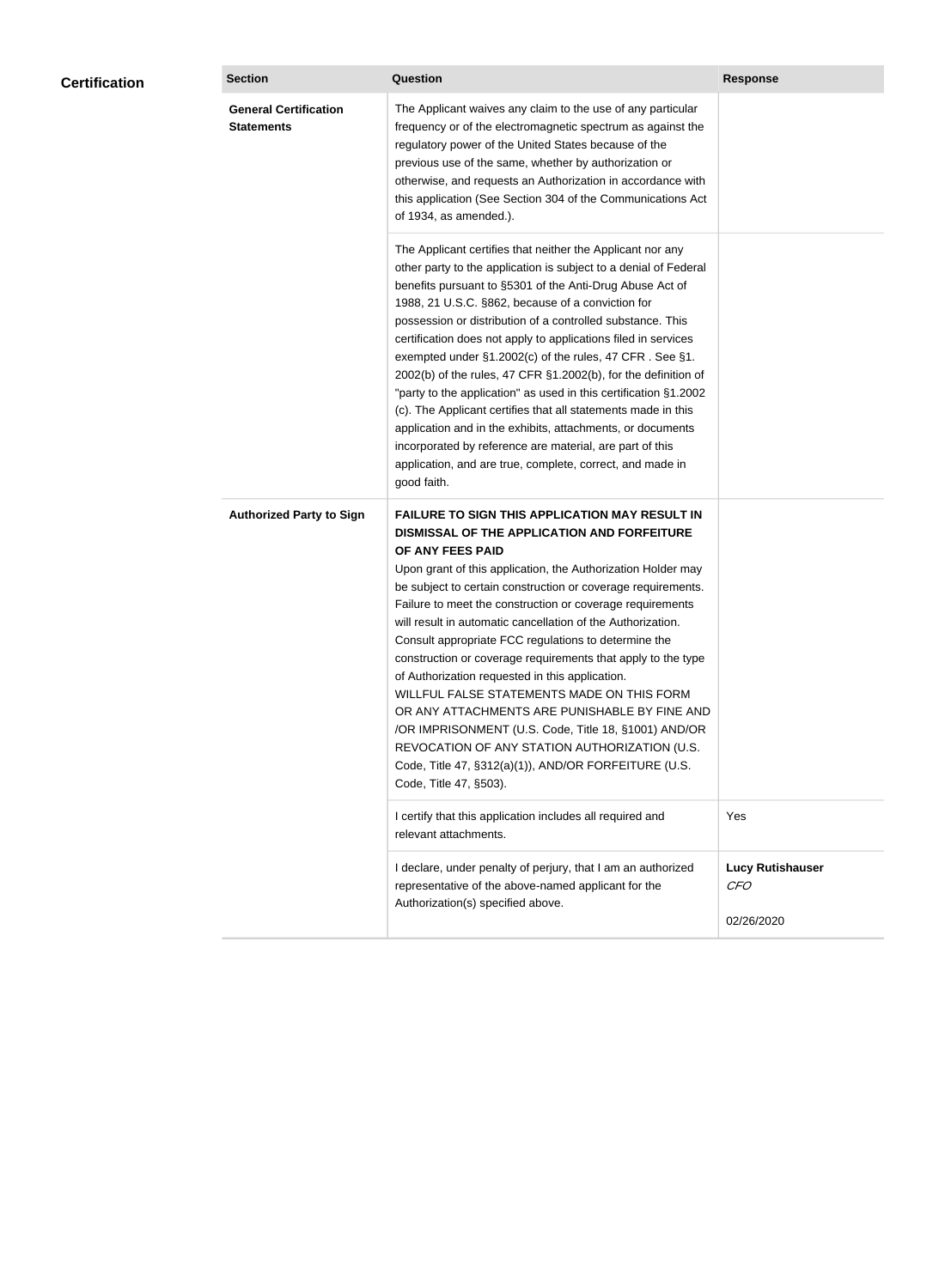## Certification

| Section | Question | Response |
|---|---|---|
| **General Certification Statements** | The Applicant waives any claim to the use of any particular frequency or of the electromagnetic spectrum as against the regulatory power of the United States because of the previous use of the same, whether by authorization or otherwise, and requests an Authorization in accordance with this application (See Section 304 of the Communications Act of 1934, as amended.). | |
| | The Applicant certifies that neither the Applicant nor any other party to the application is subject to a denial of Federal benefits pursuant to §5301 of the Anti-Drug Abuse Act of 1988, 21 U.S.C. §862, because of a conviction for possession or distribution of a controlled substance. This certification does not apply to applications filed in services exempted under §1.2002(c) of the rules, 47 CFR . See §1.2002(b) of the rules, 47 CFR §1.2002(b), for the definition of "party to the application" as used in this certification §1.2002(c). The Applicant certifies that all statements made in this application and in the exhibits, attachments, or documents incorporated by reference are material, are part of this application, and are true, complete, correct, and made in good faith. | |
| **Authorized Party to Sign** | **FAILURE TO SIGN THIS APPLICATION MAY RESULT IN DISMISSAL OF THE APPLICATION AND FORFEITURE OF ANY FEES PAID** Upon grant of this application, the Authorization Holder may be subject to certain construction or coverage requirements. Failure to meet the construction or coverage requirements will result in automatic cancellation of the Authorization. Consult appropriate FCC regulations to determine the construction or coverage requirements that apply to the type of Authorization requested in this application. WILLFUL FALSE STATEMENTS MADE ON THIS FORM OR ANY ATTACHMENTS ARE PUNISHABLE BY FINE AND /OR IMPRISONMENT (U.S. Code, Title 18, §1001) AND/OR REVOCATION OF ANY STATION AUTHORIZATION (U.S. Code, Title 47, §312(a)(1)), AND/OR FORFEITURE (U.S. Code, Title 47, §503). | |
| | I certify that this application includes all required and relevant attachments. | Yes |
| | I declare, under penalty of perjury, that I am an authorized representative of the above-named applicant for the Authorization(s) specified above. | **Lucy Rutishauser** *CFO* 02/26/2020 |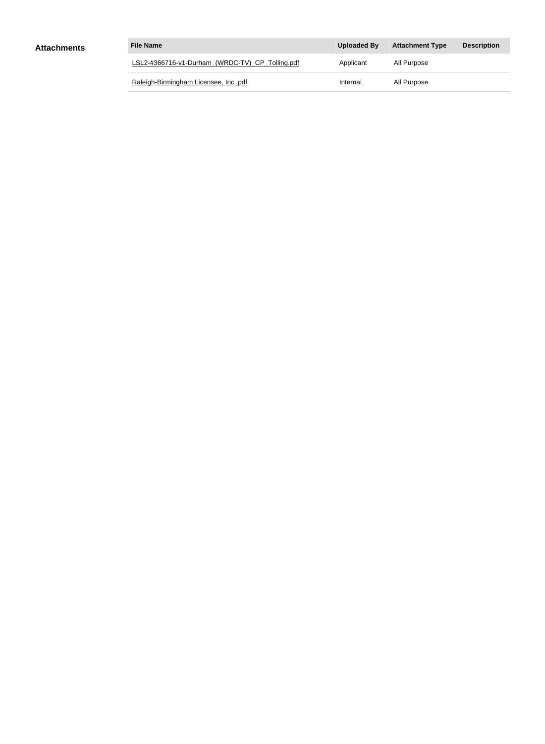## Attachments

| File Name | Uploaded By | Attachment Type | Description |
| --- | --- | --- | --- |
| LSL2-#366716-v1-Durham_(WRDC-TV)_CP_Tolling.pdf | Applicant | All Purpose | |
| Raleigh-Birmingham Licensee, Inc..pdf | Internal | All Purpose | |